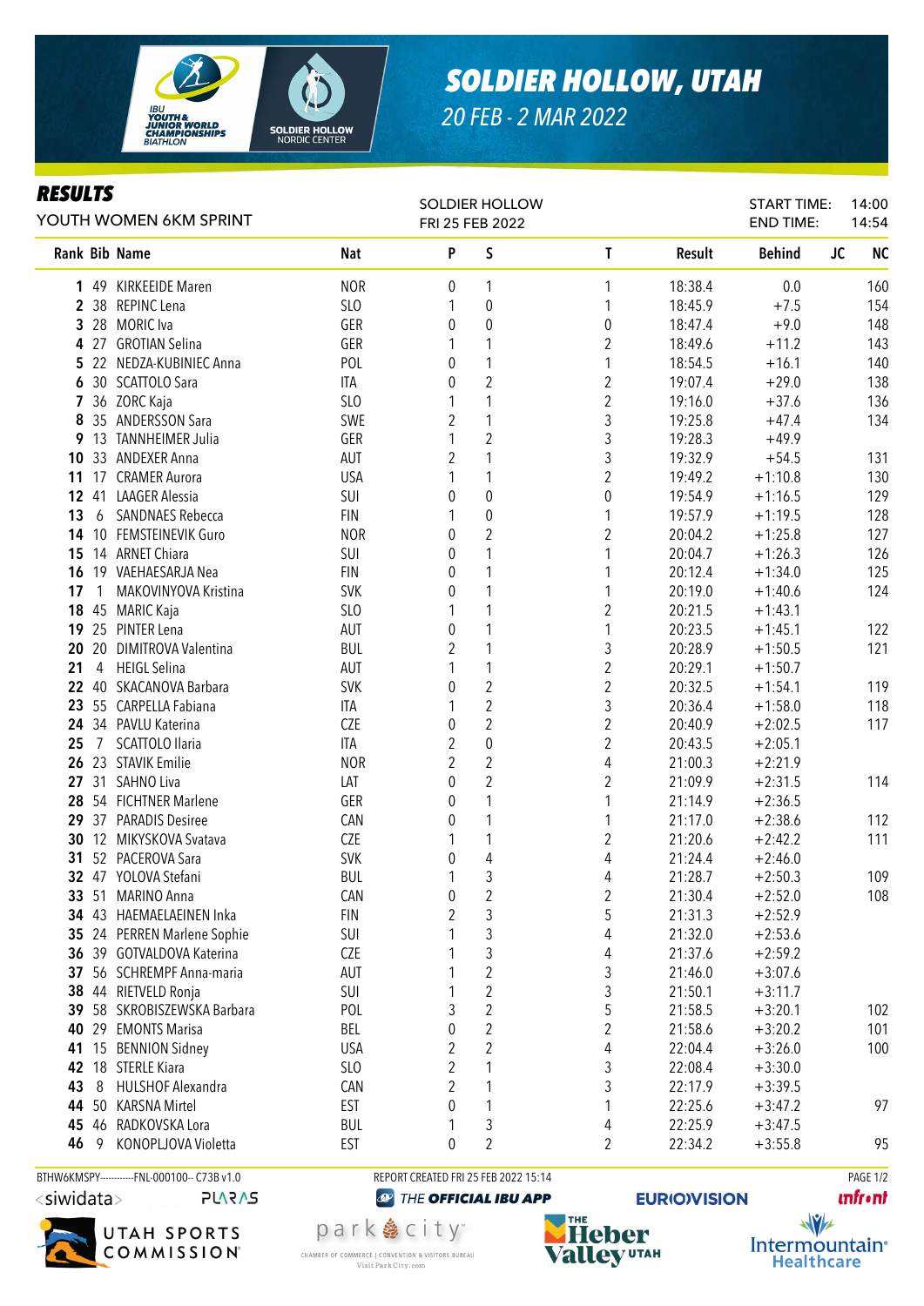# SOLDIER HOLLOW, UTAH

20 FEB - 2 MAR 2022

## RESULTS

YOUTH WOMEN 6KM SPRINT

SOLDIER HOLLOW
FRI 25 FEB 2022

START TIME: 14:00
END TIME: 14:54

| Rank | Bib | Name | Nat | P | S | T | Result | Behind | JC | NC |
|---|---|---|---|---|---|---|---|---|---|---|
| 1 | 49 | KIRKEEIDE Maren | NOR | 0 | 1 | 1 | 18:38.4 | 0.0 | | 160 |
| 2 | 38 | REPINC Lena | SLO | 1 | 0 | 1 | 18:45.9 | +7.5 | | 154 |
| 3 | 28 | MORIC Iva | GER | 0 | 0 | 0 | 18:47.4 | +9.0 | | 148 |
| 4 | 27 | GROTIAN Selina | GER | 1 | 1 | 2 | 18:49.6 | +11.2 | | 143 |
| 5 | 22 | NEDZA-KUBINIEC Anna | POL | 0 | 1 | 1 | 18:54.5 | +16.1 | | 140 |
| 6 | 30 | SCATTOLO Sara | ITA | 0 | 2 | 2 | 19:07.4 | +29.0 | | 138 |
| 7 | 36 | ZORC Kaja | SLO | 1 | 1 | 2 | 19:16.0 | +37.6 | | 136 |
| 8 | 35 | ANDERSSON Sara | SWE | 2 | 1 | 3 | 19:25.8 | +47.4 | | 134 |
| 9 | 13 | TANNHEIMER Julia | GER | 1 | 2 | 3 | 19:28.3 | +49.9 | | |
| 10 | 33 | ANDEXER Anna | AUT | 2 | 1 | 3 | 19:32.9 | +54.5 | | 131 |
| 11 | 17 | CRAMER Aurora | USA | 1 | 1 | 2 | 19:49.2 | +1:10.8 | | 130 |
| 12 | 41 | LAAGER Alessia | SUI | 0 | 0 | 0 | 19:54.9 | +1:16.5 | | 129 |
| 13 | 6 | SANDNAES Rebecca | FIN | 1 | 0 | 1 | 19:57.9 | +1:19.5 | | 128 |
| 14 | 10 | FEMSTEINEVIK Guro | NOR | 0 | 2 | 2 | 20:04.2 | +1:25.8 | | 127 |
| 15 | 14 | ARNET Chiara | SUI | 0 | 1 | 1 | 20:04.7 | +1:26.3 | | 126 |
| 16 | 19 | VAEHAESARJA Nea | FIN | 0 | 1 | 1 | 20:12.4 | +1:34.0 | | 125 |
| 17 | 1 | MAKOVINYOVA Kristina | SVK | 0 | 1 | 1 | 20:19.0 | +1:40.6 | | 124 |
| 18 | 45 | MARIC Kaja | SLO | 1 | 1 | 2 | 20:21.5 | +1:43.1 | | |
| 19 | 25 | PINTER Lena | AUT | 0 | 1 | 1 | 20:23.5 | +1:45.1 | | 122 |
| 20 | 20 | DIMITROVA Valentina | BUL | 2 | 1 | 3 | 20:28.9 | +1:50.5 | | 121 |
| 21 | 4 | HEIGL Selina | AUT | 1 | 1 | 2 | 20:29.1 | +1:50.7 | | |
| 22 | 40 | SKACANOVA Barbara | SVK | 0 | 2 | 2 | 20:32.5 | +1:54.1 | | 119 |
| 23 | 55 | CARPELLA Fabiana | ITA | 1 | 2 | 3 | 20:36.4 | +1:58.0 | | 118 |
| 24 | 34 | PAVLU Katerina | CZE | 0 | 2 | 2 | 20:40.9 | +2:02.5 | | 117 |
| 25 | 7 | SCATTOLO Ilaria | ITA | 2 | 0 | 2 | 20:43.5 | +2:05.1 | | |
| 26 | 23 | STAVIK Emilie | NOR | 2 | 2 | 4 | 21:00.3 | +2:21.9 | | |
| 27 | 31 | SAHNO Liva | LAT | 0 | 2 | 2 | 21:09.9 | +2:31.5 | | 114 |
| 28 | 54 | FICHTNER Marlene | GER | 0 | 1 | 1 | 21:14.9 | +2:36.5 | | |
| 29 | 37 | PARADIS Desiree | CAN | 0 | 1 | 1 | 21:17.0 | +2:38.6 | | 112 |
| 30 | 12 | MIKYSKOVA Svatava | CZE | 1 | 1 | 2 | 21:20.6 | +2:42.2 | | 111 |
| 31 | 52 | PACEROVA Sara | SVK | 0 | 4 | 4 | 21:24.4 | +2:46.0 | | |
| 32 | 47 | YOLOVA Stefani | BUL | 1 | 3 | 4 | 21:28.7 | +2:50.3 | | 109 |
| 33 | 51 | MARINO Anna | CAN | 0 | 2 | 2 | 21:30.4 | +2:52.0 | | 108 |
| 34 | 43 | HAEMAELAEINEN Inka | FIN | 2 | 3 | 5 | 21:31.3 | +2:52.9 | | |
| 35 | 24 | PERREN Marlene Sophie | SUI | 1 | 3 | 4 | 21:32.0 | +2:53.6 | | |
| 36 | 39 | GOTVALDOVA Katerina | CZE | 1 | 3 | 4 | 21:37.6 | +2:59.2 | | |
| 37 | 56 | SCHREMPF Anna-maria | AUT | 1 | 2 | 3 | 21:46.0 | +3:07.6 | | |
| 38 | 44 | RIETVELD Ronja | SUI | 1 | 2 | 3 | 21:50.1 | +3:11.7 | | |
| 39 | 58 | SKROBISZEWSKA Barbara | POL | 3 | 2 | 5 | 21:58.5 | +3:20.1 | | 102 |
| 40 | 29 | EMONTS Marisa | BEL | 0 | 2 | 2 | 21:58.6 | +3:20.2 | | 101 |
| 41 | 15 | BENNION Sidney | USA | 2 | 2 | 4 | 22:04.4 | +3:26.0 | | 100 |
| 42 | 18 | STERLE Kiara | SLO | 2 | 1 | 3 | 22:08.4 | +3:30.0 | | |
| 43 | 8 | HULSHOF Alexandra | CAN | 2 | 1 | 3 | 22:17.9 | +3:39.5 | | |
| 44 | 50 | KARSNA Mirtel | EST | 0 | 1 | 1 | 22:25.6 | +3:47.2 | | 97 |
| 45 | 46 | RADKOVSKA Lora | BUL | 1 | 3 | 4 | 22:25.9 | +3:47.5 | | |
| 46 | 9 | KONOPLJOVA Violetta | EST | 0 | 2 | 2 | 22:34.2 | +3:55.8 | | 95 |

BTHW6KMSPY-----------FNL-000100-- C73B v1.0 REPORT CREATED FRI 25 FEB 2022 15:14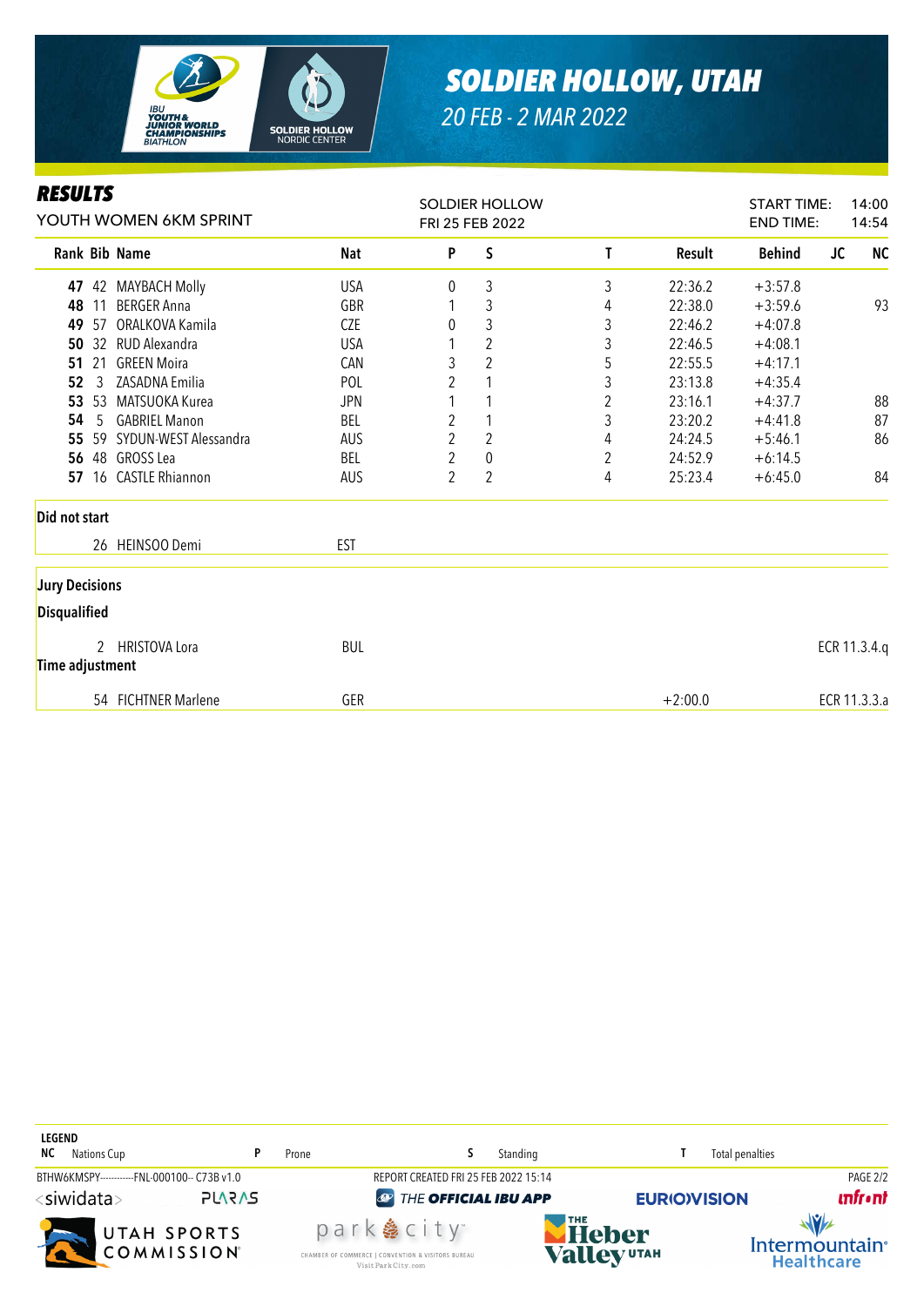# SOLDIER HOLLOW, UTAH

*20 FEB - 2 MAR 2022*

## RESULTS

YOUTH WOMEN 6KM SPRINT

SOLDIER HOLLOW
FRI 25 FEB 2022

START TIME: 14:00
END TIME: 14:54

| Rank | Bib | Name | Nat | P | S | T | Result | Behind | JC | NC |
|---|---|---|---|---|---|---|---|---|---|---|
| 47 | 42 | MAYBACH Molly | USA | 0 | 3 | 3 | 22:36.2 | +3:57.8 | | |
| 48 | 11 | BERGER Anna | GBR | 1 | 3 | 4 | 22:38.0 | +3:59.6 | | 93 |
| 49 | 57 | ORALKOVA Kamila | CZE | 0 | 3 | 3 | 22:46.2 | +4:07.8 | | |
| 50 | 32 | RUD Alexandra | USA | 1 | 2 | 3 | 22:46.5 | +4:08.1 | | |
| 51 | 21 | GREEN Moira | CAN | 3 | 2 | 5 | 22:55.5 | +4:17.1 | | |
| 52 | 3 | ZASADNA Emilia | POL | 2 | 1 | 3 | 23:13.8 | +4:35.4 | | |
| 53 | 53 | MATSUOKA Kurea | JPN | 1 | 1 | 2 | 23:16.1 | +4:37.7 | | 88 |
| 54 | 5 | GABRIEL Manon | BEL | 2 | 1 | 3 | 23:20.2 | +4:41.8 | | 87 |
| 55 | 59 | SYDUN-WEST Alessandra | AUS | 2 | 2 | 4 | 24:24.5 | +5:46.1 | | 86 |
| 56 | 48 | GROSS Lea | BEL | 2 | 0 | 2 | 24:52.9 | +6:14.5 | | |
| 57 | 16 | CASTLE Rhiannon | AUS | 2 | 2 | 4 | 25:23.4 | +6:45.0 | | 84 |

**Did not start**

| Bib | Name | Nat |
|---|---|---|
| 26 | HEINSOO Demi | EST |

**Jury Decisions**

**Disqualified**

| Bib | Name | Nat | | Rule |
|---|---|---|---|---|
| 2 | HRISTOVA Lora | BUL | | ECR 11.3.4.q |

**Time adjustment**

| Bib | Name | Nat | Adjustment | Rule |
|---|---|---|---|---|
| 54 | FICHTNER Marlene | GER | +2:00.0 | ECR 11.3.3.a |

**LEGEND**
NC Nations Cup; P Prone; S Standing; T Total penalties

BTHW6KMSPY-----------FNL-000100-- C73B v1.0 REPORT CREATED FRI 25 FEB 2022 15:14